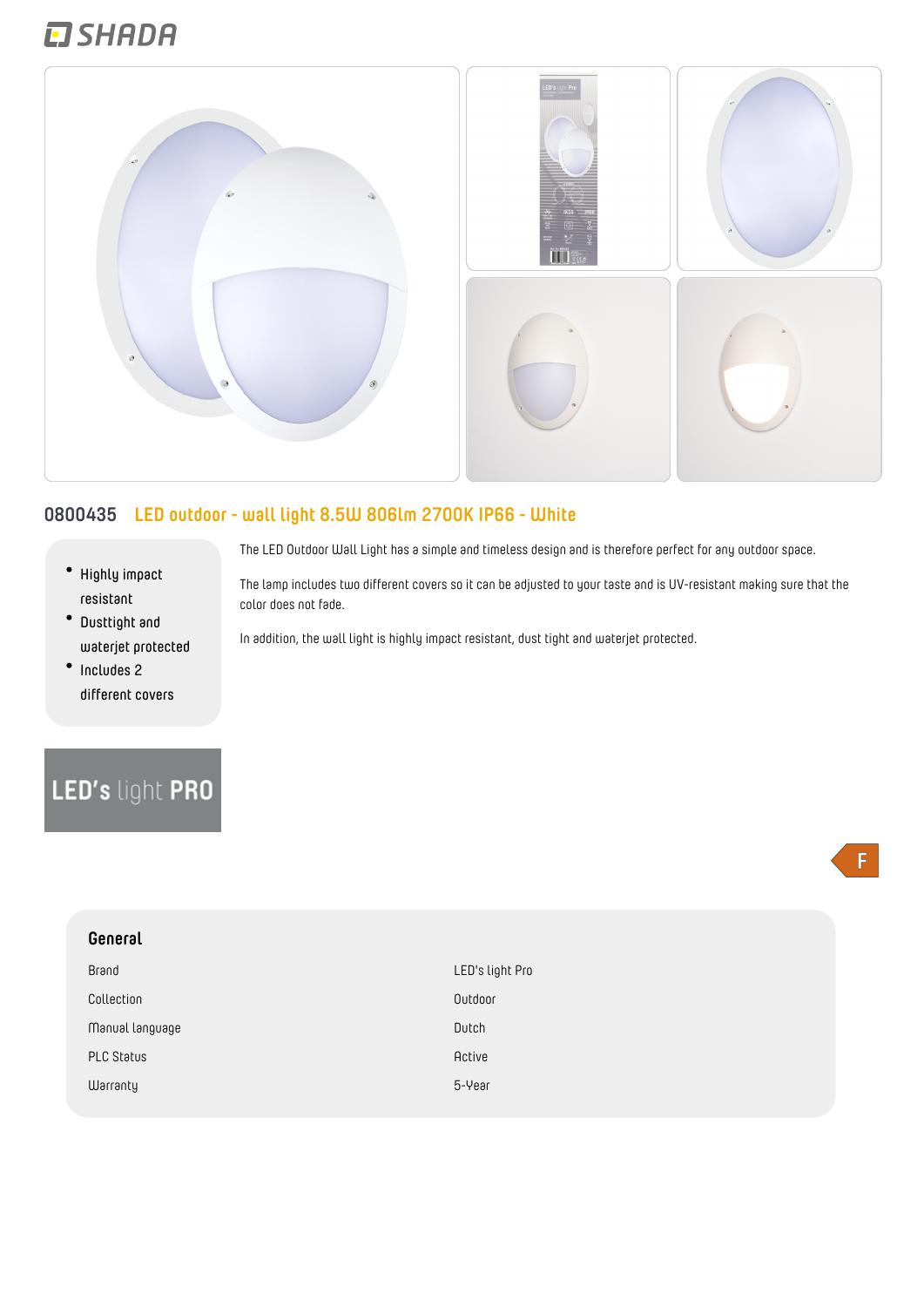SHADA

## 0800435 LED outdoor - wall light 8.5W 806lm 2700K IP66 - White

- Highly impact resistant
- Dusttight and waterjet protected
- Includes 2 different covers

The LED Outdoor Wall Light has a simple and timeless design and is therefore perfect for any outdoor space.

The lamp includes two different covers so it can be adjusted to your taste and is UV-resistant making sure that the color does not fade.

In addition, the wall light is highly impact resistant, dust tight and waterjet protected.

LED's light PRO

F

### General

| | |
|---|---|
| Brand | LED's light Pro |
| Collection | Outdoor |
| Manual language | Dutch |
| PLC Status | Active |
| Warranty | 5-Year |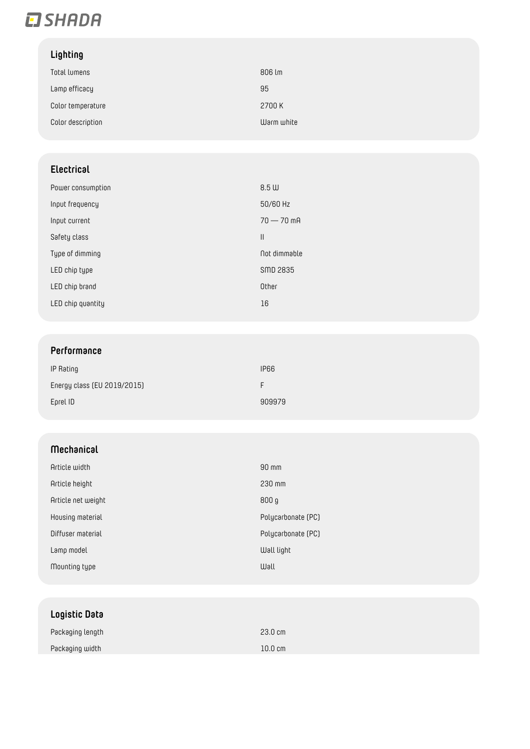## Lighting

| | |
|---|---|
| Total lumens | 806 lm |
| Lamp efficacy | 95 |
| Color temperature | 2700 K |
| Color description | Warm white |

## Electrical

| | |
|---|---|
| Power consumption | 8.5 W |
| Input frequency | 50/60 Hz |
| Input current | 70 — 70 mA |
| Safety class | II |
| Type of dimming | Not dimmable |
| LED chip type | SMD 2835 |
| LED chip brand | Other |
| LED chip quantity | 16 |

## Performance

| | |
|---|---|
| IP Rating | IP66 |
| Energy class (EU 2019/2015) | F |
| Eprel ID | 909979 |

## Mechanical

| | |
|---|---|
| Article width | 90 mm |
| Article height | 230 mm |
| Article net weight | 800 g |
| Housing material | Polycarbonate (PC) |
| Diffuser material | Polycarbonate (PC) |
| Lamp model | Wall light |
| Mounting type | Wall |

## Logistic Data

| | |
|---|---|
| Packaging length | 23.0 cm |
| Packaging width | 10.0 cm |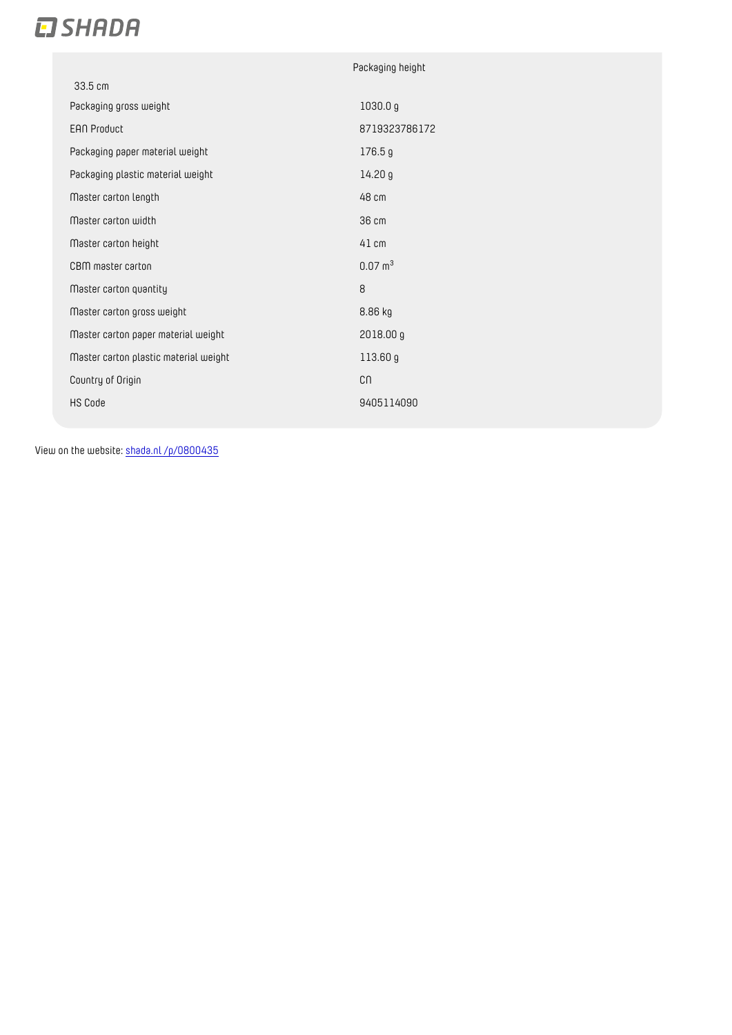| | |
|---|---|
| Packaging height | 33.5 cm |
| Packaging gross weight | 1030.0 g |
| EAN Product | 8719323786172 |
| Packaging paper material weight | 176.5 g |
| Packaging plastic material weight | 14.20 g |
| Master carton length | 48 cm |
| Master carton width | 36 cm |
| Master carton height | 41 cm |
| CBM master carton | 0.07 $m^3$ |
| Master carton quantity | 8 |
| Master carton gross weight | 8.86 kg |
| Master carton paper material weight | 2018.00 g |
| Master carton plastic material weight | 113.60 g |
| Country of Origin | CN |
| HS Code | 9405114090 |

View on the website: shada.nl /p/0800435